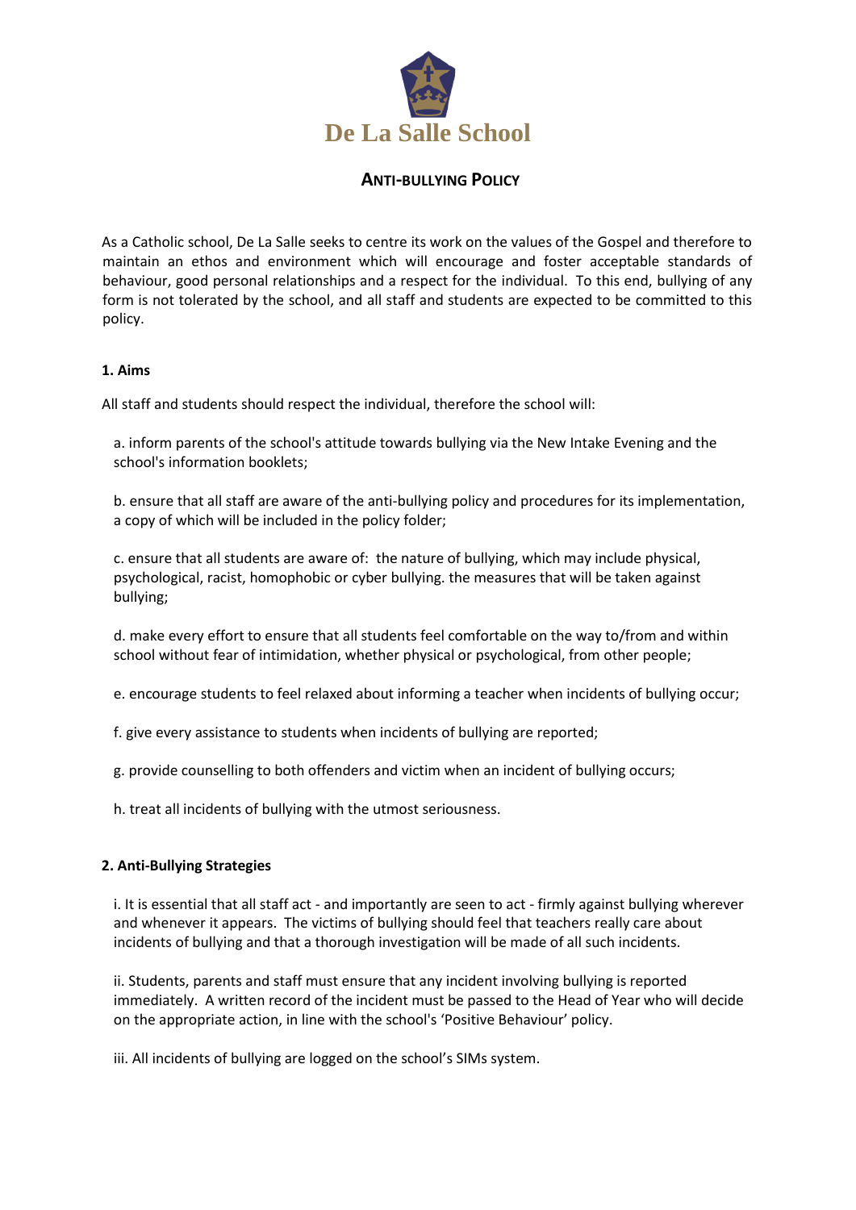# De La Salle School

## Anti-Bullying Policy

As a Catholic school, De La Salle seeks to centre its work on the values of the Gospel and therefore to maintain an ethos and environment which will encourage and foster acceptable standards of behaviour, good personal relationships and a respect for the individual. To this end, bullying of any form is not tolerated by the school, and all staff and students are expected to be committed to this policy.

### 1. Aims

All staff and students should respect the individual, therefore the school will:

a. inform parents of the school's attitude towards bullying via the New Intake Evening and the school's information booklets;

b. ensure that all staff are aware of the anti-bullying policy and procedures for its implementation, a copy of which will be included in the policy folder;

c. ensure that all students are aware of: the nature of bullying, which may include physical, psychological, racist, homophobic or cyber bullying. the measures that will be taken against bullying;

d. make every effort to ensure that all students feel comfortable on the way to/from and within school without fear of intimidation, whether physical or psychological, from other people;

e. encourage students to feel relaxed about informing a teacher when incidents of bullying occur;

f. give every assistance to students when incidents of bullying are reported;

g. provide counselling to both offenders and victim when an incident of bullying occurs;

h. treat all incidents of bullying with the utmost seriousness.

### 2. Anti-Bullying Strategies

i. It is essential that all staff act - and importantly are seen to act - firmly against bullying wherever and whenever it appears. The victims of bullying should feel that teachers really care about incidents of bullying and that a thorough investigation will be made of all such incidents.

ii. Students, parents and staff must ensure that any incident involving bullying is reported immediately. A written record of the incident must be passed to the Head of Year who will decide on the appropriate action, in line with the school's 'Positive Behaviour' policy.

iii. All incidents of bullying are logged on the school's SIMs system.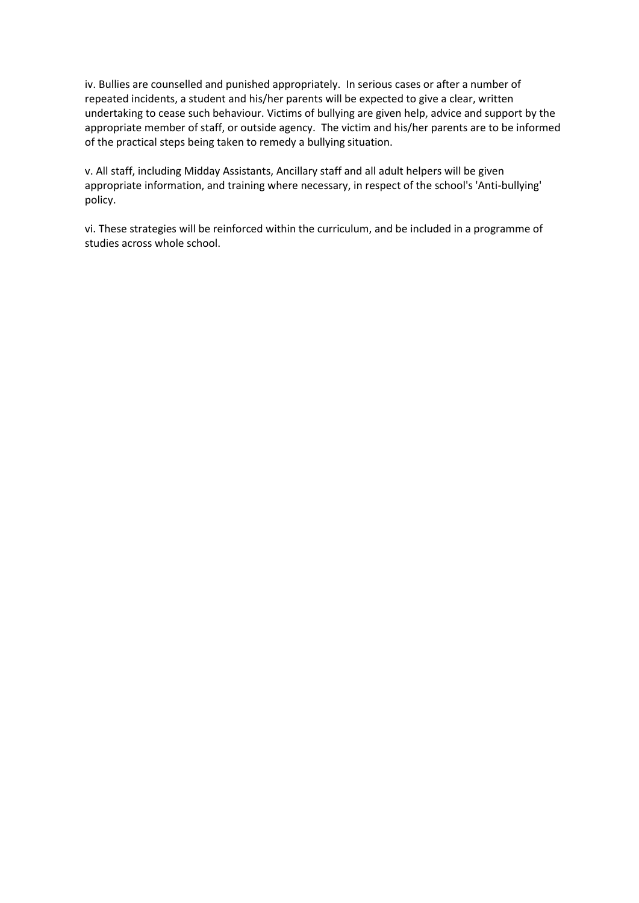iv. Bullies are counselled and punished appropriately. In serious cases or after a number of repeated incidents, a student and his/her parents will be expected to give a clear, written undertaking to cease such behaviour. Victims of bullying are given help, advice and support by the appropriate member of staff, or outside agency. The victim and his/her parents are to be informed of the practical steps being taken to remedy a bullying situation.

v. All staff, including Midday Assistants, Ancillary staff and all adult helpers will be given appropriate information, and training where necessary, in respect of the school's 'Anti-bullying' policy.

vi. These strategies will be reinforced within the curriculum, and be included in a programme of studies across whole school.